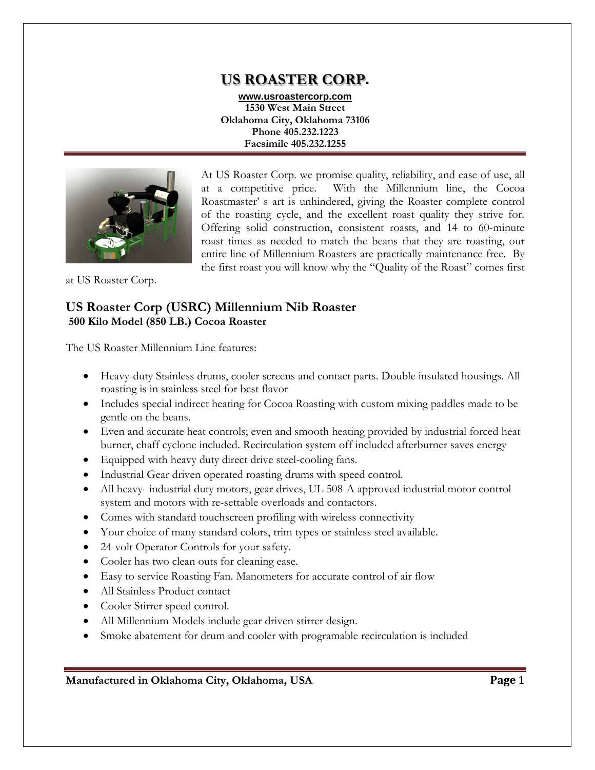# US ROASTER CORP.

**www.usroastercorp.com**
**1530 West Main Street**
**Oklahoma City, Oklahoma 73106**
**Phone 405.232.1223**
**Facsimile 405.232.1255**

At US Roaster Corp. we promise quality, reliability, and ease of use, all at a competitive price. With the Millennium line, the Cocoa Roastmaster' s art is unhindered, giving the Roaster complete control of the roasting cycle, and the excellent roast quality they strive for. Offering solid construction, consistent roasts, and 14 to 60-minute roast times as needed to match the beans that they are roasting, our entire line of Millennium Roasters are practically maintenance free. By the first roast you will know why the "Quality of the Roast" comes first at US Roaster Corp.

## US Roaster Corp (USRC) Millennium Nib Roaster

**500 Kilo Model (850 LB.) Cocoa Roaster**

The US Roaster Millennium Line features:

- Heavy-duty Stainless drums, cooler screens and contact parts. Double insulated housings. All roasting is in stainless steel for best flavor
- Includes special indirect heating for Cocoa Roasting with custom mixing paddles made to be gentle on the beans.
- Even and accurate heat controls; even and smooth heating provided by industrial forced heat burner, chaff cyclone included. Recirculation system off included afterburner saves energy
- Equipped with heavy duty direct drive steel-cooling fans.
- Industrial Gear driven operated roasting drums with speed control.
- All heavy- industrial duty motors, gear drives, UL 508-A approved industrial motor control system and motors with re-settable overloads and contactors.
- Comes with standard touchscreen profiling with wireless connectivity
- Your choice of many standard colors, trim types or stainless steel available.
- 24-volt Operator Controls for your safety.
- Cooler has two clean outs for cleaning ease.
- Easy to service Roasting Fan. Manometers for accurate control of air flow
- All Stainless Product contact
- Cooler Stirrer speed control.
- All Millennium Models include gear driven stirrer design.
- Smoke abatement for drum and cooler with programable recirculation is included

**Manufactured in Oklahoma City, Oklahoma, USA**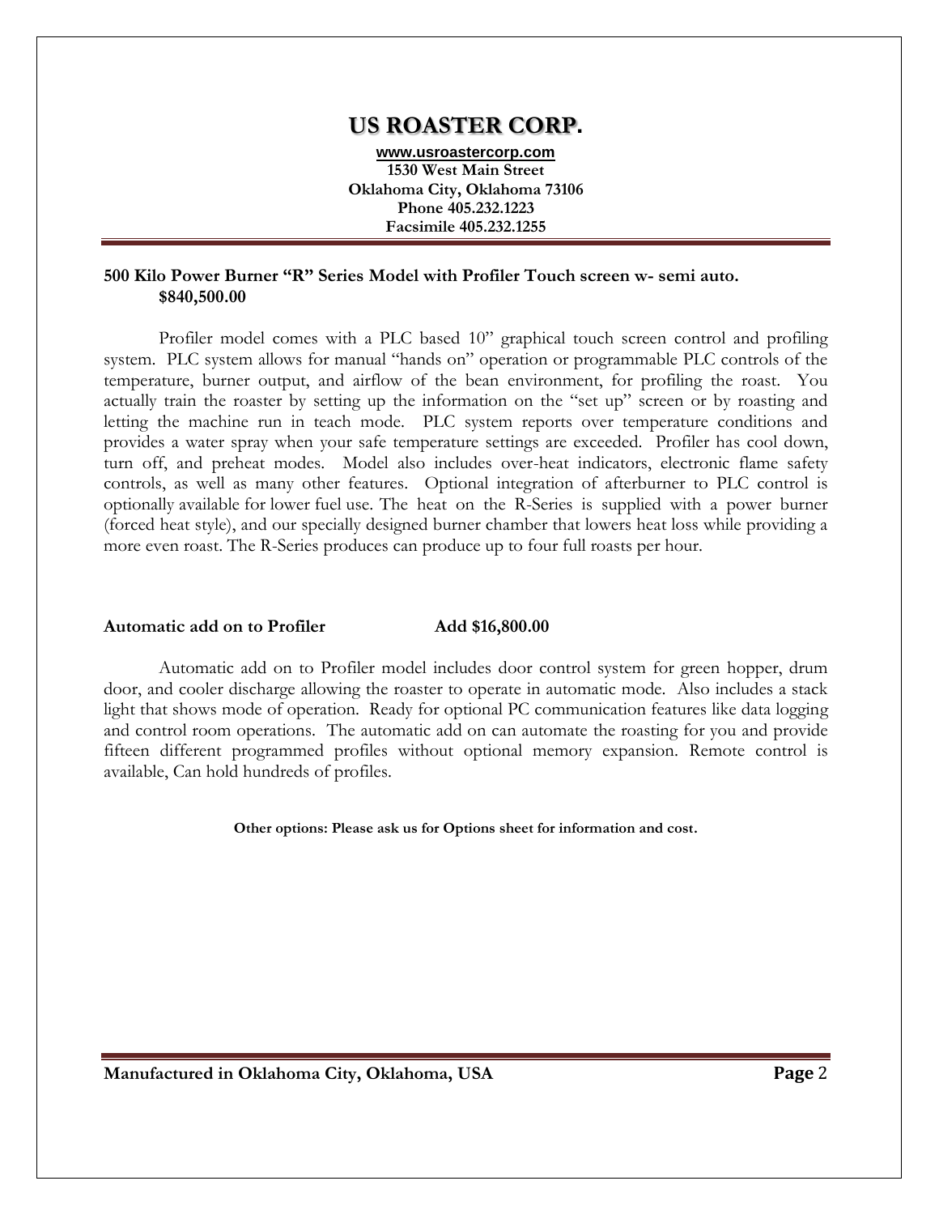# US ROASTER CORP.

**www.usroastercorp.com**
**1530 West Main Street**
**Oklahoma City, Oklahoma 73106**
**Phone 405.232.1223**
**Facsimile 405.232.1255**

**500 Kilo Power Burner "R" Series Model with Profiler Touch screen w- semi auto.**
**$840,500.00**

Profiler model comes with a PLC based 10" graphical touch screen control and profiling system. PLC system allows for manual "hands on" operation or programmable PLC controls of the temperature, burner output, and airflow of the bean environment, for profiling the roast. You actually train the roaster by setting up the information on the "set up" screen or by roasting and letting the machine run in teach mode. PLC system reports over temperature conditions and provides a water spray when your safe temperature settings are exceeded. Profiler has cool down, turn off, and preheat modes. Model also includes over-heat indicators, electronic flame safety controls, as well as many other features. Optional integration of afterburner to PLC control is optionally available for lower fuel use. The heat on the R-Series is supplied with a power burner (forced heat style), and our specially designed burner chamber that lowers heat loss while providing a more even roast. The R-Series produces can produce up to four full roasts per hour.

**Automatic add on to Profiler** **Add $16,800.00**

Automatic add on to Profiler model includes door control system for green hopper, drum door, and cooler discharge allowing the roaster to operate in automatic mode. Also includes a stack light that shows mode of operation. Ready for optional PC communication features like data logging and control room operations. The automatic add on can automate the roasting for you and provide fifteen different programmed profiles without optional memory expansion. Remote control is available, Can hold hundreds of profiles.

**Other options: Please ask us for Options sheet for information and cost.**

**Manufactured in Oklahoma City, Oklahoma, USA**